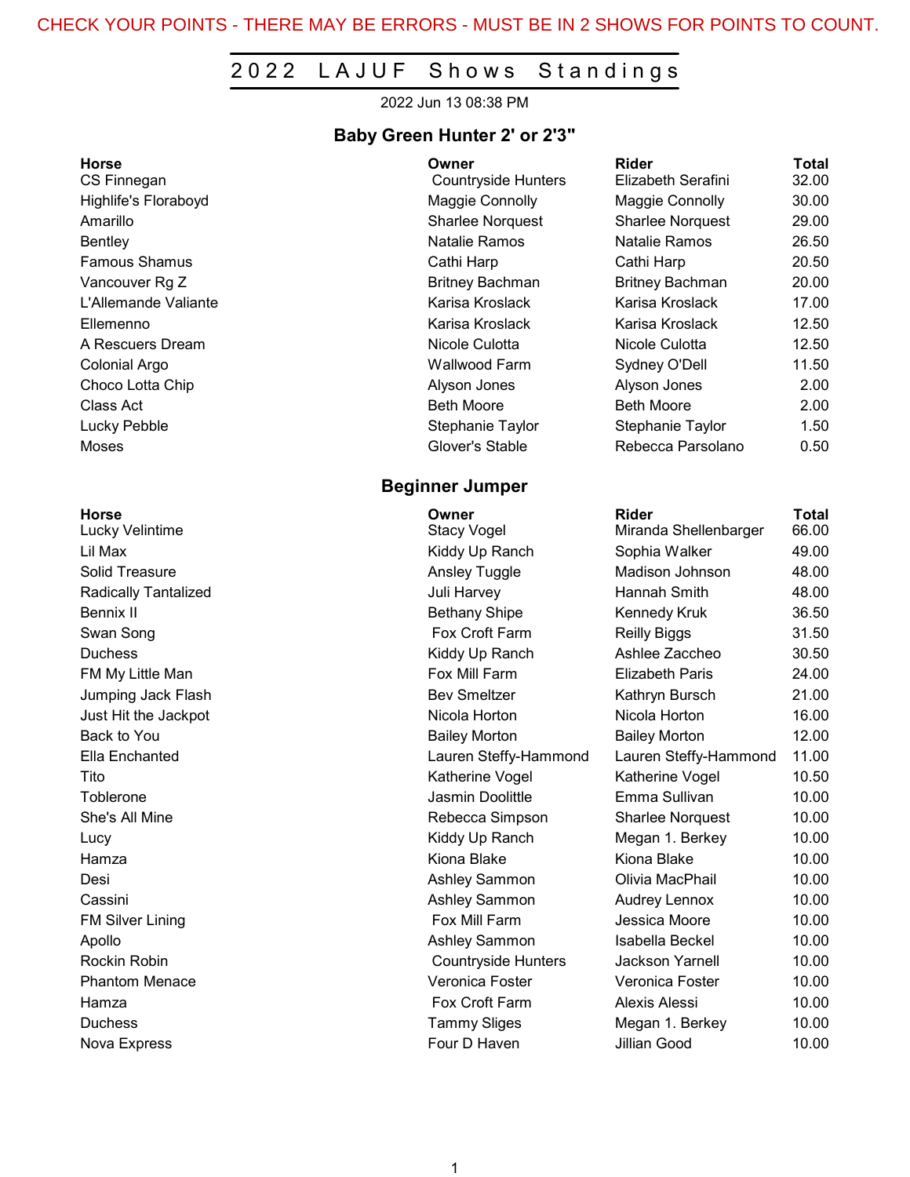CHECK YOUR POINTS - THERE MAY BE ERRORS - MUST BE IN 2 SHOWS FOR POINTS TO COUNT.

# 2022 LAJUF Shows Standings

2022 Jun 13 08:38 PM

## Baby Green Hunter 2' or 2'3"

| Horse | Owner | Rider | Total |
|---|---|---|---|
| CS Finnegan | Countryside Hunters | Elizabeth Serafini | 32.00 |
| Highlife's Floraboyd | Maggie Connolly | Maggie Connolly | 30.00 |
| Amarillo | Sharlee Norquest | Sharlee Norquest | 29.00 |
| Bentley | Natalie Ramos | Natalie Ramos | 26.50 |
| Famous Shamus | Cathi Harp | Cathi Harp | 20.50 |
| Vancouver Rg Z | Britney Bachman | Britney Bachman | 20.00 |
| L'Allemande Valiante | Karisa Kroslack | Karisa Kroslack | 17.00 |
| Ellemenno | Karisa Kroslack | Karisa Kroslack | 12.50 |
| A Rescuers Dream | Nicole Culotta | Nicole Culotta | 12.50 |
| Colonial Argo | Wallwood Farm | Sydney O'Dell | 11.50 |
| Choco Lotta Chip | Alyson Jones | Alyson Jones | 2.00 |
| Class Act | Beth Moore | Beth Moore | 2.00 |
| Lucky Pebble | Stephanie Taylor | Stephanie Taylor | 1.50 |
| Moses | Glover's Stable | Rebecca Parsolano | 0.50 |

## Beginner Jumper

| Horse | Owner | Rider | Total |
|---|---|---|---|
| Lucky Velintime | Stacy Vogel | Miranda Shellenbarger | 66.00 |
| Lil Max | Kiddy Up Ranch | Sophia Walker | 49.00 |
| Solid Treasure | Ansley Tuggle | Madison Johnson | 48.00 |
| Radically Tantalized | Juli Harvey | Hannah Smith | 48.00 |
| Bennix II | Bethany Shipe | Kennedy Kruk | 36.50 |
| Swan Song | Fox Croft Farm | Reilly Biggs | 31.50 |
| Duchess | Kiddy Up Ranch | Ashlee Zaccheo | 30.50 |
| FM My Little Man | Fox Mill Farm | Elizabeth Paris | 24.00 |
| Jumping Jack Flash | Bev Smeltzer | Kathryn Bursch | 21.00 |
| Just Hit the Jackpot | Nicola Horton | Nicola Horton | 16.00 |
| Back to You | Bailey Morton | Bailey Morton | 12.00 |
| Ella Enchanted | Lauren Steffy-Hammond | Lauren Steffy-Hammond | 11.00 |
| Tito | Katherine Vogel | Katherine Vogel | 10.50 |
| Toblerone | Jasmin Doolittle | Emma Sullivan | 10.00 |
| She's All Mine | Rebecca Simpson | Sharlee Norquest | 10.00 |
| Lucy | Kiddy Up Ranch | Megan 1. Berkey | 10.00 |
| Hamza | Kiona Blake | Kiona Blake | 10.00 |
| Desi | Ashley Sammon | Olivia MacPhail | 10.00 |
| Cassini | Ashley Sammon | Audrey Lennox | 10.00 |
| FM Silver Lining | Fox Mill Farm | Jessica Moore | 10.00 |
| Apollo | Ashley Sammon | Isabella Beckel | 10.00 |
| Rockin Robin | Countryside Hunters | Jackson Yarnell | 10.00 |
| Phantom Menace | Veronica Foster | Veronica Foster | 10.00 |
| Hamza | Fox Croft Farm | Alexis Alessi | 10.00 |
| Duchess | Tammy Sliges | Megan 1. Berkey | 10.00 |
| Nova Express | Four D Haven | Jillian Good | 10.00 |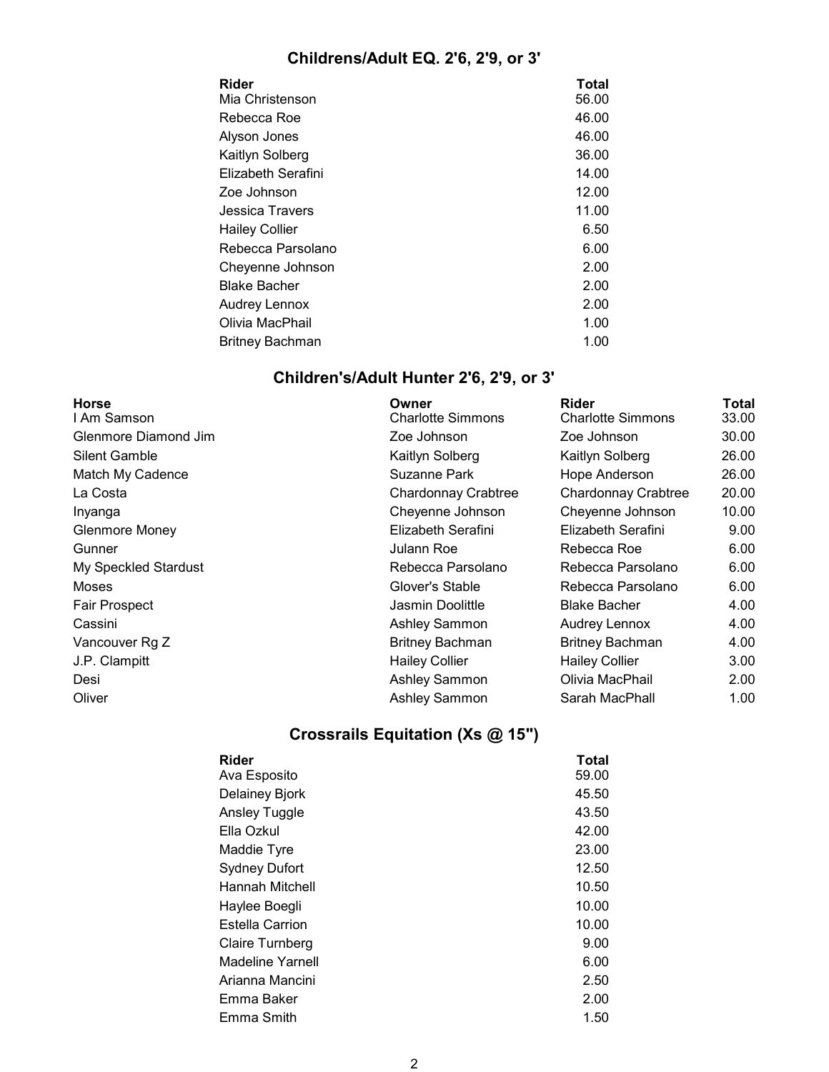## Childrens/Adult EQ. 2'6, 2'9, or 3'

| Rider | Total |
|---|---|
| Mia Christenson | 56.00 |
| Rebecca Roe | 46.00 |
| Alyson Jones | 46.00 |
| Kaitlyn Solberg | 36.00 |
| Elizabeth Serafini | 14.00 |
| Zoe Johnson | 12.00 |
| Jessica Travers | 11.00 |
| Hailey Collier | 6.50 |
| Rebecca Parsolano | 6.00 |
| Cheyenne Johnson | 2.00 |
| Blake Bacher | 2.00 |
| Audrey Lennox | 2.00 |
| Olivia MacPhail | 1.00 |
| Britney Bachman | 1.00 |

## Children's/Adult Hunter 2'6, 2'9, or 3'

| Horse | Owner | Rider | Total |
|---|---|---|---|
| I Am Samson | Charlotte Simmons | Charlotte Simmons | 33.00 |
| Glenmore Diamond Jim | Zoe Johnson | Zoe Johnson | 30.00 |
| Silent Gamble | Kaitlyn Solberg | Kaitlyn Solberg | 26.00 |
| Match My Cadence | Suzanne Park | Hope Anderson | 26.00 |
| La Costa | Chardonnay Crabtree | Chardonnay Crabtree | 20.00 |
| Inyanga | Cheyenne Johnson | Cheyenne Johnson | 10.00 |
| Glenmore Money | Elizabeth Serafini | Elizabeth Serafini | 9.00 |
| Gunner | Julann Roe | Rebecca Roe | 6.00 |
| My Speckled Stardust | Rebecca Parsolano | Rebecca Parsolano | 6.00 |
| Moses | Glover's Stable | Rebecca Parsolano | 6.00 |
| Fair Prospect | Jasmin Doolittle | Blake Bacher | 4.00 |
| Cassini | Ashley Sammon | Audrey Lennox | 4.00 |
| Vancouver Rg Z | Britney Bachman | Britney Bachman | 4.00 |
| J.P. Clampitt | Hailey Collier | Hailey Collier | 3.00 |
| Desi | Ashley Sammon | Olivia MacPhail | 2.00 |
| Oliver | Ashley Sammon | Sarah MacPhall | 1.00 |

## Crossrails Equitation (Xs @ 15")

| Rider | Total |
|---|---|
| Ava Esposito | 59.00 |
| Delainey Bjork | 45.50 |
| Ansley Tuggle | 43.50 |
| Ella Ozkul | 42.00 |
| Maddie Tyre | 23.00 |
| Sydney Dufort | 12.50 |
| Hannah Mitchell | 10.50 |
| Haylee Boegli | 10.00 |
| Estella Carrion | 10.00 |
| Claire Turnberg | 9.00 |
| Madeline Yarnell | 6.00 |
| Arianna Mancini | 2.50 |
| Emma Baker | 2.00 |
| Emma Smith | 1.50 |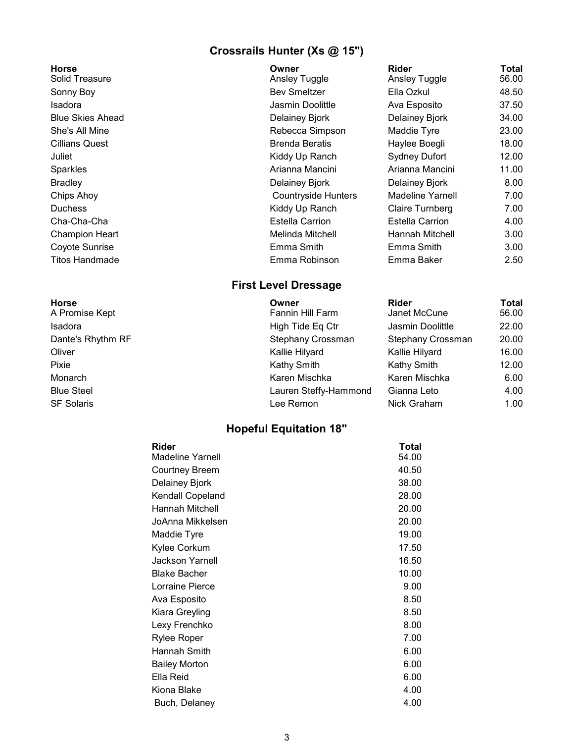## Crossrails Hunter (Xs @ 15")

| Horse | Owner | Rider | Total |
|---|---|---|---|
| Solid Treasure | Ansley Tuggle | Ansley Tuggle | 56.00 |
| Sonny Boy | Bev Smeltzer | Ella Ozkul | 48.50 |
| Isadora | Jasmin Doolittle | Ava Esposito | 37.50 |
| Blue Skies Ahead | Delainey Bjork | Delainey Bjork | 34.00 |
| She's All Mine | Rebecca Simpson | Maddie Tyre | 23.00 |
| Cillians Quest | Brenda Beratis | Haylee Boegli | 18.00 |
| Juliet | Kiddy Up Ranch | Sydney Dufort | 12.00 |
| Sparkles | Arianna Mancini | Arianna Mancini | 11.00 |
| Bradley | Delainey Bjork | Delainey Bjork | 8.00 |
| Chips Ahoy | Countryside Hunters | Madeline Yarnell | 7.00 |
| Duchess | Kiddy Up Ranch | Claire Turnberg | 7.00 |
| Cha-Cha-Cha | Estella Carrion | Estella Carrion | 4.00 |
| Champion Heart | Melinda Mitchell | Hannah Mitchell | 3.00 |
| Coyote Sunrise | Emma Smith | Emma Smith | 3.00 |
| Titos Handmade | Emma Robinson | Emma Baker | 2.50 |

## First Level Dressage

| Horse | Owner | Rider | Total |
|---|---|---|---|
| A Promise Kept | Fannin Hill Farm | Janet McCune | 56.00 |
| Isadora | High Tide Eq Ctr | Jasmin Doolittle | 22.00 |
| Dante's Rhythm RF | Stephany Crossman | Stephany Crossman | 20.00 |
| Oliver | Kallie Hilyard | Kallie Hilyard | 16.00 |
| Pixie | Kathy Smith | Kathy Smith | 12.00 |
| Monarch | Karen Mischka | Karen Mischka | 6.00 |
| Blue Steel | Lauren Steffy-Hammond | Gianna Leto | 4.00 |
| SF Solaris | Lee Remon | Nick Graham | 1.00 |

## Hopeful Equitation 18"

| Rider | Total |
|---|---|
| Madeline Yarnell | 54.00 |
| Courtney Breem | 40.50 |
| Delainey Bjork | 38.00 |
| Kendall Copeland | 28.00 |
| Hannah Mitchell | 20.00 |
| JoAnna Mikkelsen | 20.00 |
| Maddie Tyre | 19.00 |
| Kylee Corkum | 17.50 |
| Jackson Yarnell | 16.50 |
| Blake Bacher | 10.00 |
| Lorraine Pierce | 9.00 |
| Ava Esposito | 8.50 |
| Kiara Greyling | 8.50 |
| Lexy Frenchko | 8.00 |
| Rylee Roper | 7.00 |
| Hannah Smith | 6.00 |
| Bailey Morton | 6.00 |
| Ella Reid | 6.00 |
| Kiona Blake | 4.00 |
| Buch, Delaney | 4.00 |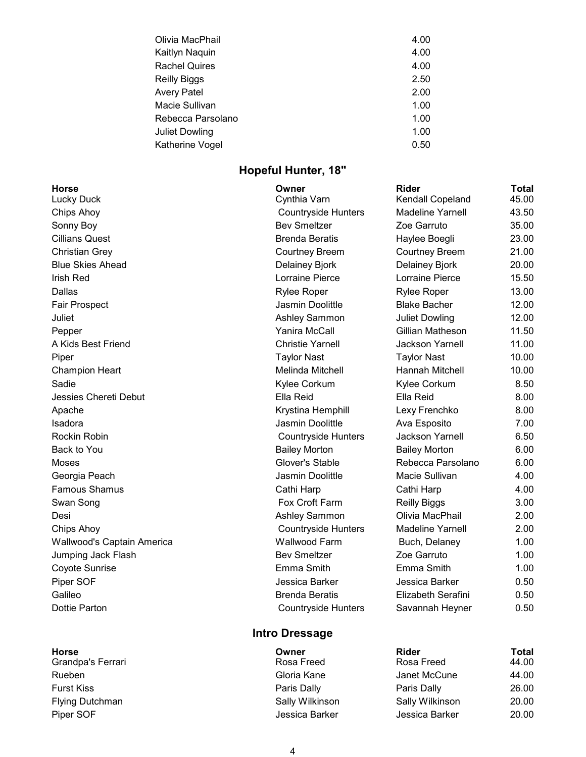| | |
|---|---|
| Olivia MacPhail | 4.00 |
| Kaitlyn Naquin | 4.00 |
| Rachel Quires | 4.00 |
| Reilly Biggs | 2.50 |
| Avery Patel | 2.00 |
| Macie Sullivan | 1.00 |
| Rebecca Parsolano | 1.00 |
| Juliet Dowling | 1.00 |
| Katherine Vogel | 0.50 |

## Hopeful Hunter, 18"

| Horse | Owner | Rider | Total |
|---|---|---|---|
| Lucky Duck | Cynthia Varn | Kendall Copeland | 45.00 |
| Chips Ahoy | Countryside Hunters | Madeline Yarnell | 43.50 |
| Sonny Boy | Bev Smeltzer | Zoe Garruto | 35.00 |
| Cillians Quest | Brenda Beratis | Haylee Boegli | 23.00 |
| Christian Grey | Courtney Breem | Courtney Breem | 21.00 |
| Blue Skies Ahead | Delainey Bjork | Delainey Bjork | 20.00 |
| Irish Red | Lorraine Pierce | Lorraine Pierce | 15.50 |
| Dallas | Rylee Roper | Rylee Roper | 13.00 |
| Fair Prospect | Jasmin Doolittle | Blake Bacher | 12.00 |
| Juliet | Ashley Sammon | Juliet Dowling | 12.00 |
| Pepper | Yanira McCall | Gillian Matheson | 11.50 |
| A Kids Best Friend | Christie Yarnell | Jackson Yarnell | 11.00 |
| Piper | Taylor Nast | Taylor Nast | 10.00 |
| Champion Heart | Melinda Mitchell | Hannah Mitchell | 10.00 |
| Sadie | Kylee Corkum | Kylee Corkum | 8.50 |
| Jessies Chereti Debut | Ella Reid | Ella Reid | 8.00 |
| Apache | Krystina Hemphill | Lexy Frenchko | 8.00 |
| Isadora | Jasmin Doolittle | Ava Esposito | 7.00 |
| Rockin Robin | Countryside Hunters | Jackson Yarnell | 6.50 |
| Back to You | Bailey Morton | Bailey Morton | 6.00 |
| Moses | Glover's Stable | Rebecca Parsolano | 6.00 |
| Georgia Peach | Jasmin Doolittle | Macie Sullivan | 4.00 |
| Famous Shamus | Cathi Harp | Cathi Harp | 4.00 |
| Swan Song | Fox Croft Farm | Reilly Biggs | 3.00 |
| Desi | Ashley Sammon | Olivia MacPhail | 2.00 |
| Chips Ahoy | Countryside Hunters | Madeline Yarnell | 2.00 |
| Wallwood's Captain America | Wallwood Farm | Buch, Delaney | 1.00 |
| Jumping Jack Flash | Bev Smeltzer | Zoe Garruto | 1.00 |
| Coyote Sunrise | Emma Smith | Emma Smith | 1.00 |
| Piper SOF | Jessica Barker | Jessica Barker | 0.50 |
| Galileo | Brenda Beratis | Elizabeth Serafini | 0.50 |
| Dottie Parton | Countryside Hunters | Savannah Heyner | 0.50 |

## Intro Dressage

| Horse | Owner | Rider | Total |
|---|---|---|---|
| Grandpa's Ferrari | Rosa Freed | Rosa Freed | 44.00 |
| Rueben | Gloria Kane | Janet McCune | 44.00 |
| Furst Kiss | Paris Dally | Paris Dally | 26.00 |
| Flying Dutchman | Sally Wilkinson | Sally Wilkinson | 20.00 |
| Piper SOF | Jessica Barker | Jessica Barker | 20.00 |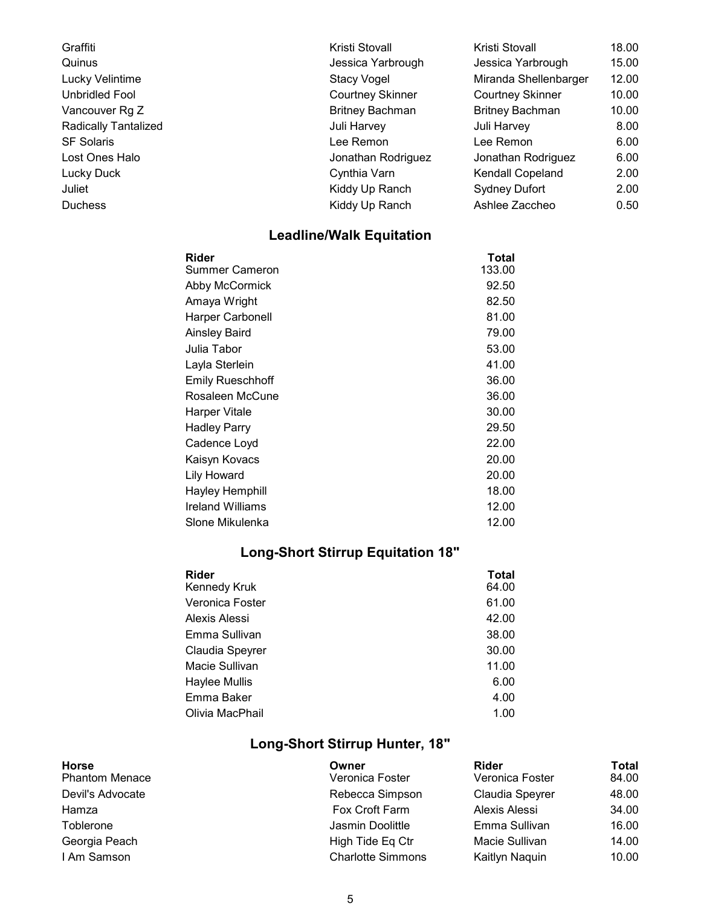| Horse | Owner | Rider | Total |
|---|---|---|---|
| Graffiti | Kristi Stovall | Kristi Stovall | 18.00 |
| Quinus | Jessica Yarbrough | Jessica Yarbrough | 15.00 |
| Lucky Velintime | Stacy Vogel | Miranda Shellenbarger | 12.00 |
| Unbridled Fool | Courtney Skinner | Courtney Skinner | 10.00 |
| Vancouver Rg Z | Britney Bachman | Britney Bachman | 10.00 |
| Radically Tantalized | Juli Harvey | Juli Harvey | 8.00 |
| SF Solaris | Lee Remon | Lee Remon | 6.00 |
| Lost Ones Halo | Jonathan Rodriguez | Jonathan Rodriguez | 6.00 |
| Lucky Duck | Cynthia Varn | Kendall Copeland | 2.00 |
| Juliet | Kiddy Up Ranch | Sydney Dufort | 2.00 |
| Duchess | Kiddy Up Ranch | Ashlee Zaccheo | 0.50 |

## Leadline/Walk Equitation

| Rider | Total |
|---|---|
| Summer Cameron | 133.00 |
| Abby McCormick | 92.50 |
| Amaya Wright | 82.50 |
| Harper Carbonell | 81.00 |
| Ainsley Baird | 79.00 |
| Julia Tabor | 53.00 |
| Layla Sterlein | 41.00 |
| Emily Rueschhoff | 36.00 |
| Rosaleen McCune | 36.00 |
| Harper Vitale | 30.00 |
| Hadley Parry | 29.50 |
| Cadence Loyd | 22.00 |
| Kaisyn Kovacs | 20.00 |
| Lily Howard | 20.00 |
| Hayley Hemphill | 18.00 |
| Ireland Williams | 12.00 |
| Slone Mikulenka | 12.00 |

## Long-Short Stirrup Equitation 18"

| Rider | Total |
|---|---|
| Kennedy Kruk | 64.00 |
| Veronica Foster | 61.00 |
| Alexis Alessi | 42.00 |
| Emma Sullivan | 38.00 |
| Claudia Speyrer | 30.00 |
| Macie Sullivan | 11.00 |
| Haylee Mullis | 6.00 |
| Emma Baker | 4.00 |
| Olivia MacPhail | 1.00 |

## Long-Short Stirrup Hunter, 18"

| Horse | Owner | Rider | Total |
|---|---|---|---|
| Phantom Menace | Veronica Foster | Veronica Foster | 84.00 |
| Devil's Advocate | Rebecca Simpson | Claudia Speyrer | 48.00 |
| Hamza | Fox Croft Farm | Alexis Alessi | 34.00 |
| Toblerone | Jasmin Doolittle | Emma Sullivan | 16.00 |
| Georgia Peach | High Tide Eq Ctr | Macie Sullivan | 14.00 |
| I Am Samson | Charlotte Simmons | Kaitlyn Naquin | 10.00 |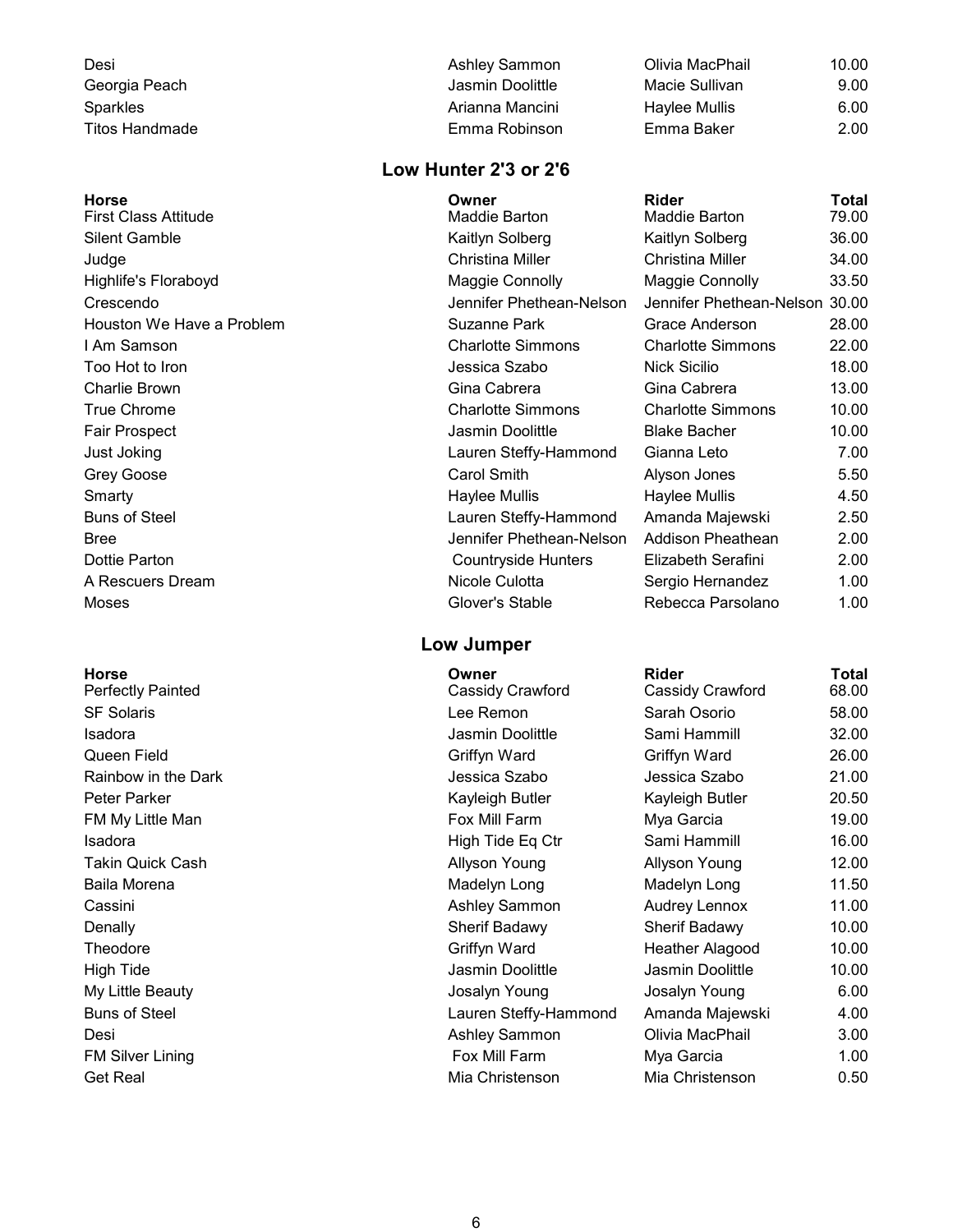| Horse | Owner | Rider | Total |
|---|---|---|---|
| Desi | Ashley Sammon | Olivia MacPhail | 10.00 |
| Georgia Peach | Jasmin Doolittle | Macie Sullivan | 9.00 |
| Sparkles | Arianna Mancini | Haylee Mullis | 6.00 |
| Titos Handmade | Emma Robinson | Emma Baker | 2.00 |

## Low Hunter 2'3 or 2'6

| Horse | Owner | Rider | Total |
|---|---|---|---|
| First Class Attitude | Maddie Barton | Maddie Barton | 79.00 |
| Silent Gamble | Kaitlyn Solberg | Kaitlyn Solberg | 36.00 |
| Judge | Christina Miller | Christina Miller | 34.00 |
| Highlife's Floraboyd | Maggie Connolly | Maggie Connolly | 33.50 |
| Crescendo | Jennifer Phethean-Nelson | Jennifer Phethean-Nelson | 30.00 |
| Houston We Have a Problem | Suzanne Park | Grace Anderson | 28.00 |
| I Am Samson | Charlotte Simmons | Charlotte Simmons | 22.00 |
| Too Hot to Iron | Jessica Szabo | Nick Sicilio | 18.00 |
| Charlie Brown | Gina Cabrera | Gina Cabrera | 13.00 |
| True Chrome | Charlotte Simmons | Charlotte Simmons | 10.00 |
| Fair Prospect | Jasmin Doolittle | Blake Bacher | 10.00 |
| Just Joking | Lauren Steffy-Hammond | Gianna Leto | 7.00 |
| Grey Goose | Carol Smith | Alyson Jones | 5.50 |
| Smarty | Haylee Mullis | Haylee Mullis | 4.50 |
| Buns of Steel | Lauren Steffy-Hammond | Amanda Majewski | 2.50 |
| Bree | Jennifer Phethean-Nelson | Addison Pheathean | 2.00 |
| Dottie Parton | Countryside Hunters | Elizabeth Serafini | 2.00 |
| A Rescuers Dream | Nicole Culotta | Sergio Hernandez | 1.00 |
| Moses | Glover's Stable | Rebecca Parsolano | 1.00 |

## Low Jumper

| Horse | Owner | Rider | Total |
|---|---|---|---|
| Perfectly Painted | Cassidy Crawford | Cassidy Crawford | 68.00 |
| SF Solaris | Lee Remon | Sarah Osorio | 58.00 |
| Isadora | Jasmin Doolittle | Sami Hammill | 32.00 |
| Queen Field | Griffyn Ward | Griffyn Ward | 26.00 |
| Rainbow in the Dark | Jessica Szabo | Jessica Szabo | 21.00 |
| Peter Parker | Kayleigh Butler | Kayleigh Butler | 20.50 |
| FM My Little Man | Fox Mill Farm | Mya Garcia | 19.00 |
| Isadora | High Tide Eq Ctr | Sami Hammill | 16.00 |
| Takin Quick Cash | Allyson Young | Allyson Young | 12.00 |
| Baila Morena | Madelyn Long | Madelyn Long | 11.50 |
| Cassini | Ashley Sammon | Audrey Lennox | 11.00 |
| Denally | Sherif Badawy | Sherif Badawy | 10.00 |
| Theodore | Griffyn Ward | Heather Alagood | 10.00 |
| High Tide | Jasmin Doolittle | Jasmin Doolittle | 10.00 |
| My Little Beauty | Josalyn Young | Josalyn Young | 6.00 |
| Buns of Steel | Lauren Steffy-Hammond | Amanda Majewski | 4.00 |
| Desi | Ashley Sammon | Olivia MacPhail | 3.00 |
| FM Silver Lining | Fox Mill Farm | Mya Garcia | 1.00 |
| Get Real | Mia Christenson | Mia Christenson | 0.50 |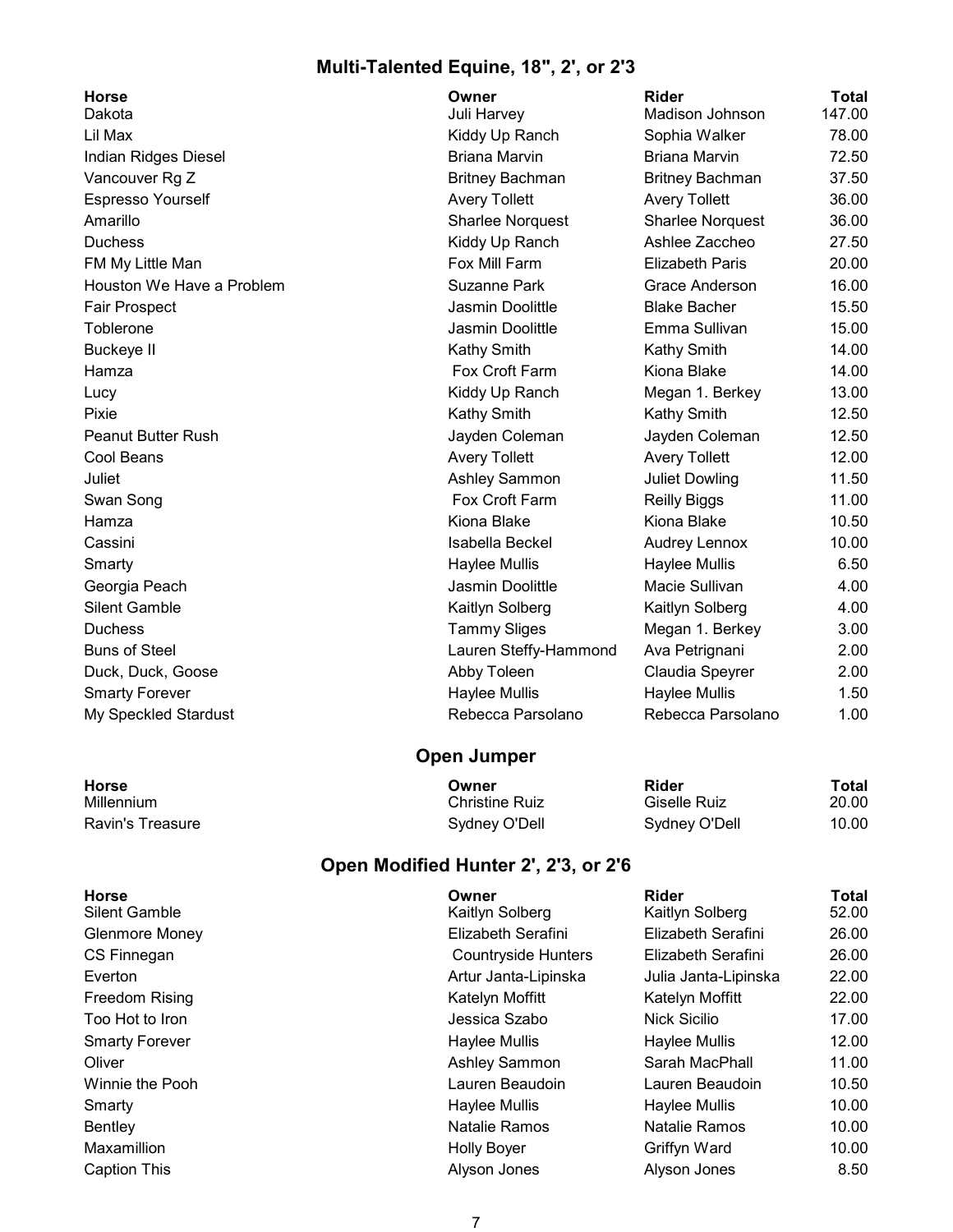## Multi-Talented Equine, 18", 2', or 2'3

| Horse | Owner | Rider | Total |
|---|---|---|---|
| Dakota | Juli Harvey | Madison Johnson | 147.00 |
| Lil Max | Kiddy Up Ranch | Sophia Walker | 78.00 |
| Indian Ridges Diesel | Briana Marvin | Briana Marvin | 72.50 |
| Vancouver Rg Z | Britney Bachman | Britney Bachman | 37.50 |
| Espresso Yourself | Avery Tollett | Avery Tollett | 36.00 |
| Amarillo | Sharlee Norquest | Sharlee Norquest | 36.00 |
| Duchess | Kiddy Up Ranch | Ashlee Zaccheo | 27.50 |
| FM My Little Man | Fox Mill Farm | Elizabeth Paris | 20.00 |
| Houston We Have a Problem | Suzanne Park | Grace Anderson | 16.00 |
| Fair Prospect | Jasmin Doolittle | Blake Bacher | 15.50 |
| Toblerone | Jasmin Doolittle | Emma Sullivan | 15.00 |
| Buckeye II | Kathy Smith | Kathy Smith | 14.00 |
| Hamza | Fox Croft Farm | Kiona Blake | 14.00 |
| Lucy | Kiddy Up Ranch | Megan 1. Berkey | 13.00 |
| Pixie | Kathy Smith | Kathy Smith | 12.50 |
| Peanut Butter Rush | Jayden Coleman | Jayden Coleman | 12.50 |
| Cool Beans | Avery Tollett | Avery Tollett | 12.00 |
| Juliet | Ashley Sammon | Juliet Dowling | 11.50 |
| Swan Song | Fox Croft Farm | Reilly Biggs | 11.00 |
| Hamza | Kiona Blake | Kiona Blake | 10.50 |
| Cassini | Isabella Beckel | Audrey Lennox | 10.00 |
| Smarty | Haylee Mullis | Haylee Mullis | 6.50 |
| Georgia Peach | Jasmin Doolittle | Macie Sullivan | 4.00 |
| Silent Gamble | Kaitlyn Solberg | Kaitlyn Solberg | 4.00 |
| Duchess | Tammy Sliges | Megan 1. Berkey | 3.00 |
| Buns of Steel | Lauren Steffy-Hammond | Ava Petrignani | 2.00 |
| Duck, Duck, Goose | Abby Toleen | Claudia Speyrer | 2.00 |
| Smarty Forever | Haylee Mullis | Haylee Mullis | 1.50 |
| My Speckled Stardust | Rebecca Parsolano | Rebecca Parsolano | 1.00 |

## Open Jumper

| Horse | Owner | Rider | Total |
|---|---|---|---|
| Millennium | Christine Ruiz | Giselle Ruiz | 20.00 |
| Ravin's Treasure | Sydney O'Dell | Sydney O'Dell | 10.00 |

## Open Modified Hunter 2', 2'3, or 2'6

| Horse | Owner | Rider | Total |
|---|---|---|---|
| Silent Gamble | Kaitlyn Solberg | Kaitlyn Solberg | 52.00 |
| Glenmore Money | Elizabeth Serafini | Elizabeth Serafini | 26.00 |
| CS Finnegan | Countryside Hunters | Elizabeth Serafini | 26.00 |
| Everton | Artur Janta-Lipinska | Julia Janta-Lipinska | 22.00 |
| Freedom Rising | Katelyn Moffitt | Katelyn Moffitt | 22.00 |
| Too Hot to Iron | Jessica Szabo | Nick Sicilio | 17.00 |
| Smarty Forever | Haylee Mullis | Haylee Mullis | 12.00 |
| Oliver | Ashley Sammon | Sarah MacPhall | 11.00 |
| Winnie the Pooh | Lauren Beaudoin | Lauren Beaudoin | 10.50 |
| Smarty | Haylee Mullis | Haylee Mullis | 10.00 |
| Bentley | Natalie Ramos | Natalie Ramos | 10.00 |
| Maxamillion | Holly Boyer | Griffyn Ward | 10.00 |
| Caption This | Alyson Jones | Alyson Jones | 8.50 |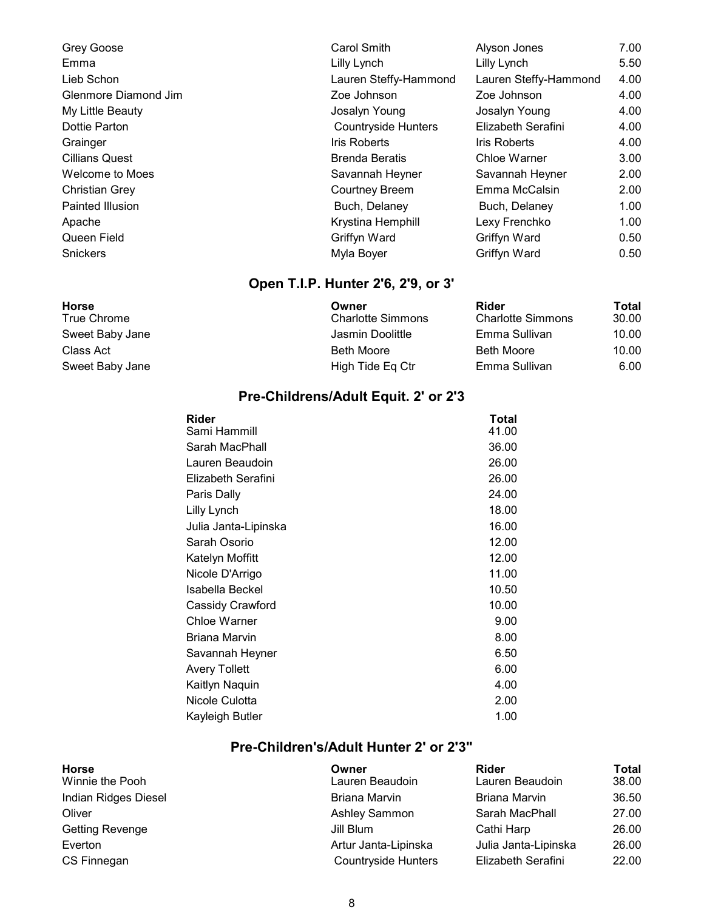| Horse | Owner | Rider | Total |
|---|---|---|---|
| Grey Goose | Carol Smith | Alyson Jones | 7.00 |
| Emma | Lilly Lynch | Lilly Lynch | 5.50 |
| Lieb Schon | Lauren Steffy-Hammond | Lauren Steffy-Hammond | 4.00 |
| Glenmore Diamond Jim | Zoe Johnson | Zoe Johnson | 4.00 |
| My Little Beauty | Josalyn Young | Josalyn Young | 4.00 |
| Dottie Parton | Countryside Hunters | Elizabeth Serafini | 4.00 |
| Grainger | Iris Roberts | Iris Roberts | 4.00 |
| Cillians Quest | Brenda Beratis | Chloe Warner | 3.00 |
| Welcome to Moes | Savannah Heyner | Savannah Heyner | 2.00 |
| Christian Grey | Courtney Breem | Emma McCalsin | 2.00 |
| Painted Illusion | Buch, Delaney | Buch, Delaney | 1.00 |
| Apache | Krystina Hemphill | Lexy Frenchko | 1.00 |
| Queen Field | Griffyn Ward | Griffyn Ward | 0.50 |
| Snickers | Myla Boyer | Griffyn Ward | 0.50 |

## Open T.I.P. Hunter 2'6, 2'9, or 3'

| Horse | Owner | Rider | Total |
|---|---|---|---|
| True Chrome | Charlotte Simmons | Charlotte Simmons | 30.00 |
| Sweet Baby Jane | Jasmin Doolittle | Emma Sullivan | 10.00 |
| Class Act | Beth Moore | Beth Moore | 10.00 |
| Sweet Baby Jane | High Tide Eq Ctr | Emma Sullivan | 6.00 |

## Pre-Childrens/Adult Equit. 2' or 2'3

| Rider | Total |
|---|---|
| Sami Hammill | 41.00 |
| Sarah MacPhall | 36.00 |
| Lauren Beaudoin | 26.00 |
| Elizabeth Serafini | 26.00 |
| Paris Dally | 24.00 |
| Lilly Lynch | 18.00 |
| Julia Janta-Lipinska | 16.00 |
| Sarah Osorio | 12.00 |
| Katelyn Moffitt | 12.00 |
| Nicole D'Arrigo | 11.00 |
| Isabella Beckel | 10.50 |
| Cassidy Crawford | 10.00 |
| Chloe Warner | 9.00 |
| Briana Marvin | 8.00 |
| Savannah Heyner | 6.50 |
| Avery Tollett | 6.00 |
| Kaitlyn Naquin | 4.00 |
| Nicole Culotta | 2.00 |
| Kayleigh Butler | 1.00 |

## Pre-Children's/Adult Hunter 2' or 2'3"

| Horse | Owner | Rider | Total |
|---|---|---|---|
| Winnie the Pooh | Lauren Beaudoin | Lauren Beaudoin | 38.00 |
| Indian Ridges Diesel | Briana Marvin | Briana Marvin | 36.50 |
| Oliver | Ashley Sammon | Sarah MacPhall | 27.00 |
| Getting Revenge | Jill Blum | Cathi Harp | 26.00 |
| Everton | Artur Janta-Lipinska | Julia Janta-Lipinska | 26.00 |
| CS Finnegan | Countryside Hunters | Elizabeth Serafini | 22.00 |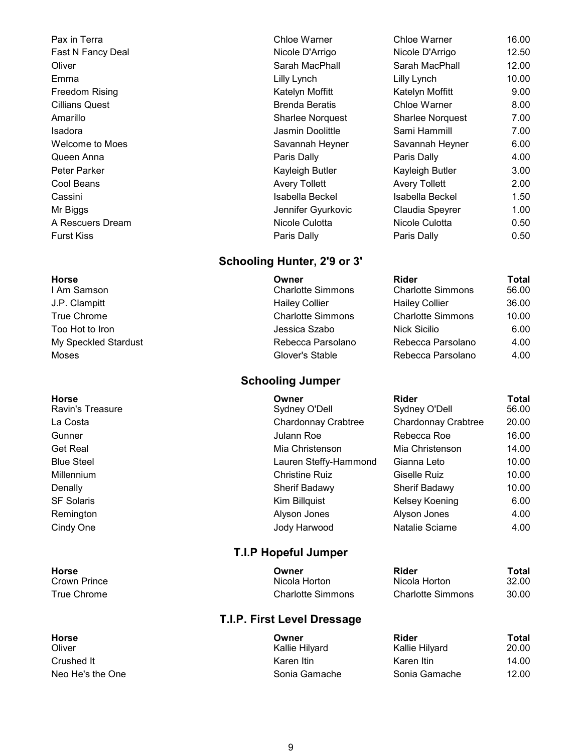| | | | |
|---|---|---|---|
| Pax in Terra | Chloe Warner | Chloe Warner | 16.00 |
| Fast N Fancy Deal | Nicole D'Arrigo | Nicole D'Arrigo | 12.50 |
| Oliver | Sarah MacPhall | Sarah MacPhall | 12.00 |
| Emma | Lilly Lynch | Lilly Lynch | 10.00 |
| Freedom Rising | Katelyn Moffitt | Katelyn Moffitt | 9.00 |
| Cillians Quest | Brenda Beratis | Chloe Warner | 8.00 |
| Amarillo | Sharlee Norquest | Sharlee Norquest | 7.00 |
| Isadora | Jasmin Doolittle | Sami Hammill | 7.00 |
| Welcome to Moes | Savannah Heyner | Savannah Heyner | 6.00 |
| Queen Anna | Paris Dally | Paris Dally | 4.00 |
| Peter Parker | Kayleigh Butler | Kayleigh Butler | 3.00 |
| Cool Beans | Avery Tollett | Avery Tollett | 2.00 |
| Cassini | Isabella Beckel | Isabella Beckel | 1.50 |
| Mr Biggs | Jennifer Gyurkovic | Claudia Speyrer | 1.00 |
| A Rescuers Dream | Nicole Culotta | Nicole Culotta | 0.50 |
| Furst Kiss | Paris Dally | Paris Dally | 0.50 |

## Schooling Hunter, 2'9 or 3'

| Horse | Owner | Rider | Total |
|---|---|---|---|
| I Am Samson | Charlotte Simmons | Charlotte Simmons | 56.00 |
| J.P. Clampitt | Hailey Collier | Hailey Collier | 36.00 |
| True Chrome | Charlotte Simmons | Charlotte Simmons | 10.00 |
| Too Hot to Iron | Jessica Szabo | Nick Sicilio | 6.00 |
| My Speckled Stardust | Rebecca Parsolano | Rebecca Parsolano | 4.00 |
| Moses | Glover's Stable | Rebecca Parsolano | 4.00 |

## Schooling Jumper

| Horse | Owner | Rider | Total |
|---|---|---|---|
| Ravin's Treasure | Sydney O'Dell | Sydney O'Dell | 56.00 |
| La Costa | Chardonnay Crabtree | Chardonnay Crabtree | 20.00 |
| Gunner | Julann Roe | Rebecca Roe | 16.00 |
| Get Real | Mia Christenson | Mia Christenson | 14.00 |
| Blue Steel | Lauren Steffy-Hammond | Gianna Leto | 10.00 |
| Millennium | Christine Ruiz | Giselle Ruiz | 10.00 |
| Denally | Sherif Badawy | Sherif Badawy | 10.00 |
| SF Solaris | Kim Billquist | Kelsey Koening | 6.00 |
| Remington | Alyson Jones | Alyson Jones | 4.00 |
| Cindy One | Jody Harwood | Natalie Sciame | 4.00 |

## T.I.P Hopeful Jumper

| Horse | Owner | Rider | Total |
|---|---|---|---|
| Crown Prince | Nicola Horton | Nicola Horton | 32.00 |
| True Chrome | Charlotte Simmons | Charlotte Simmons | 30.00 |

## T.I.P. First Level Dressage

| Horse | Owner | Rider | Total |
|---|---|---|---|
| Oliver | Kallie Hilyard | Kallie Hilyard | 20.00 |
| Crushed It | Karen Itin | Karen Itin | 14.00 |
| Neo He's the One | Sonia Gamache | Sonia Gamache | 12.00 |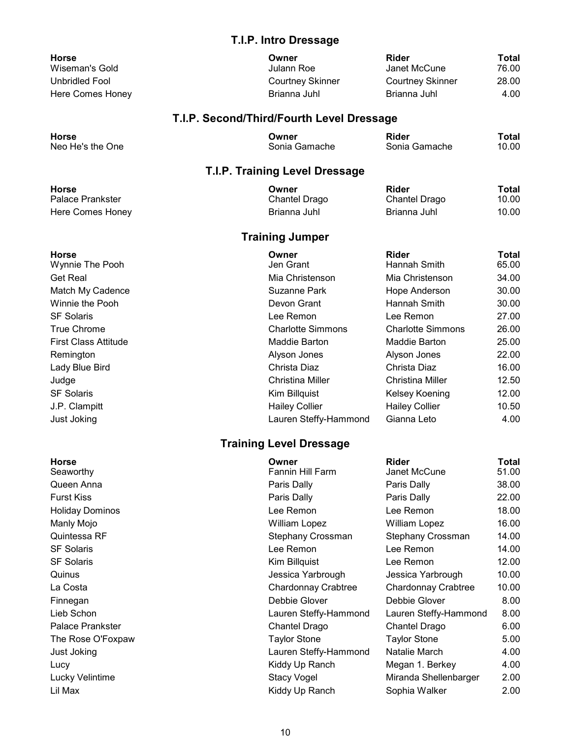## T.I.P. Intro Dressage

| Horse | Owner | Rider | Total |
|---|---|---|---|
| Wiseman's Gold | Julann Roe | Janet McCune | 76.00 |
| Unbridled Fool | Courtney Skinner | Courtney Skinner | 28.00 |
| Here Comes Honey | Brianna Juhl | Brianna Juhl | 4.00 |

## T.I.P. Second/Third/Fourth Level Dressage

| Horse | Owner | Rider | Total |
|---|---|---|---|
| Neo He's the One | Sonia Gamache | Sonia Gamache | 10.00 |

## T.I.P. Training Level Dressage

| Horse | Owner | Rider | Total |
|---|---|---|---|
| Palace Prankster | Chantel Drago | Chantel Drago | 10.00 |
| Here Comes Honey | Brianna Juhl | Brianna Juhl | 10.00 |

## Training Jumper

| Horse | Owner | Rider | Total |
|---|---|---|---|
| Wynnie The Pooh | Jen Grant | Hannah Smith | 65.00 |
| Get Real | Mia Christenson | Mia Christenson | 34.00 |
| Match My Cadence | Suzanne Park | Hope Anderson | 30.00 |
| Winnie the Pooh | Devon Grant | Hannah Smith | 30.00 |
| SF Solaris | Lee Remon | Lee Remon | 27.00 |
| True Chrome | Charlotte Simmons | Charlotte Simmons | 26.00 |
| First Class Attitude | Maddie Barton | Maddie Barton | 25.00 |
| Remington | Alyson Jones | Alyson Jones | 22.00 |
| Lady Blue Bird | Christa Diaz | Christa Diaz | 16.00 |
| Judge | Christina Miller | Christina Miller | 12.50 |
| SF Solaris | Kim Billquist | Kelsey Koening | 12.00 |
| J.P. Clampitt | Hailey Collier | Hailey Collier | 10.50 |
| Just Joking | Lauren Steffy-Hammond | Gianna Leto | 4.00 |

## Training Level Dressage

| Horse | Owner | Rider | Total |
|---|---|---|---|
| Seaworthy | Fannin Hill Farm | Janet McCune | 51.00 |
| Queen Anna | Paris Dally | Paris Dally | 38.00 |
| Furst Kiss | Paris Dally | Paris Dally | 22.00 |
| Holiday Dominos | Lee Remon | Lee Remon | 18.00 |
| Manly Mojo | William Lopez | William Lopez | 16.00 |
| Quintessa RF | Stephany Crossman | Stephany Crossman | 14.00 |
| SF Solaris | Lee Remon | Lee Remon | 14.00 |
| SF Solaris | Kim Billquist | Lee Remon | 12.00 |
| Quinus | Jessica Yarbrough | Jessica Yarbrough | 10.00 |
| La Costa | Chardonnay Crabtree | Chardonnay Crabtree | 10.00 |
| Finnegan | Debbie Glover | Debbie Glover | 8.00 |
| Lieb Schon | Lauren Steffy-Hammond | Lauren Steffy-Hammond | 8.00 |
| Palace Prankster | Chantel Drago | Chantel Drago | 6.00 |
| The Rose O'Foxpaw | Taylor Stone | Taylor Stone | 5.00 |
| Just Joking | Lauren Steffy-Hammond | Natalie March | 4.00 |
| Lucy | Kiddy Up Ranch | Megan 1. Berkey | 4.00 |
| Lucky Velintime | Stacy Vogel | Miranda Shellenbarger | 2.00 |
| Lil Max | Kiddy Up Ranch | Sophia Walker | 2.00 |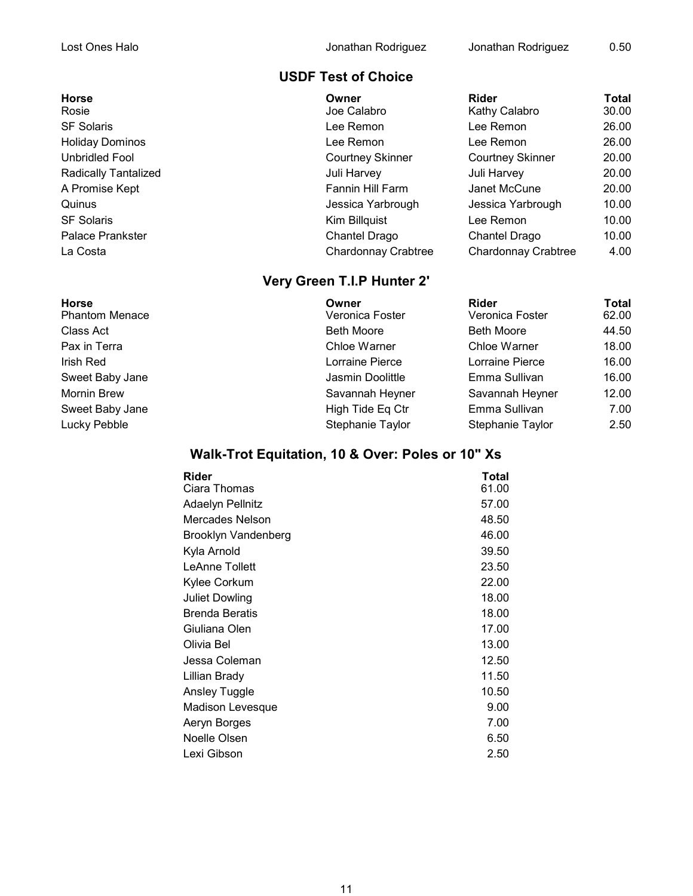| Lost Ones Halo | Jonathan Rodriguez | Jonathan Rodriguez | 0.50 |
|---|---|---|---|

## USDF Test of Choice

| Horse | Owner | Rider | Total |
|---|---|---|---|
| Rosie | Joe Calabro | Kathy Calabro | 30.00 |
| SF Solaris | Lee Remon | Lee Remon | 26.00 |
| Holiday Dominos | Lee Remon | Lee Remon | 26.00 |
| Unbridled Fool | Courtney Skinner | Courtney Skinner | 20.00 |
| Radically Tantalized | Juli Harvey | Juli Harvey | 20.00 |
| A Promise Kept | Fannin Hill Farm | Janet McCune | 20.00 |
| Quinus | Jessica Yarbrough | Jessica Yarbrough | 10.00 |
| SF Solaris | Kim Billquist | Lee Remon | 10.00 |
| Palace Prankster | Chantel Drago | Chantel Drago | 10.00 |
| La Costa | Chardonnay Crabtree | Chardonnay Crabtree | 4.00 |

## Very Green T.I.P Hunter 2'

| Horse | Owner | Rider | Total |
|---|---|---|---|
| Phantom Menace | Veronica Foster | Veronica Foster | 62.00 |
| Class Act | Beth Moore | Beth Moore | 44.50 |
| Pax in Terra | Chloe Warner | Chloe Warner | 18.00 |
| Irish Red | Lorraine Pierce | Lorraine Pierce | 16.00 |
| Sweet Baby Jane | Jasmin Doolittle | Emma Sullivan | 16.00 |
| Mornin Brew | Savannah Heyner | Savannah Heyner | 12.00 |
| Sweet Baby Jane | High Tide Eq Ctr | Emma Sullivan | 7.00 |
| Lucky Pebble | Stephanie Taylor | Stephanie Taylor | 2.50 |

## Walk-Trot Equitation, 10 & Over: Poles or 10" Xs

| Rider | Total |
|---|---|
| Ciara Thomas | 61.00 |
| Adaelyn Pellnitz | 57.00 |
| Mercades Nelson | 48.50 |
| Brooklyn Vandenberg | 46.00 |
| Kyla Arnold | 39.50 |
| LeAnne Tollett | 23.50 |
| Kylee Corkum | 22.00 |
| Juliet Dowling | 18.00 |
| Brenda Beratis | 18.00 |
| Giuliana Olen | 17.00 |
| Olivia Bel | 13.00 |
| Jessa Coleman | 12.50 |
| Lillian Brady | 11.50 |
| Ansley Tuggle | 10.50 |
| Madison Levesque | 9.00 |
| Aeryn Borges | 7.00 |
| Noelle Olsen | 6.50 |
| Lexi Gibson | 2.50 |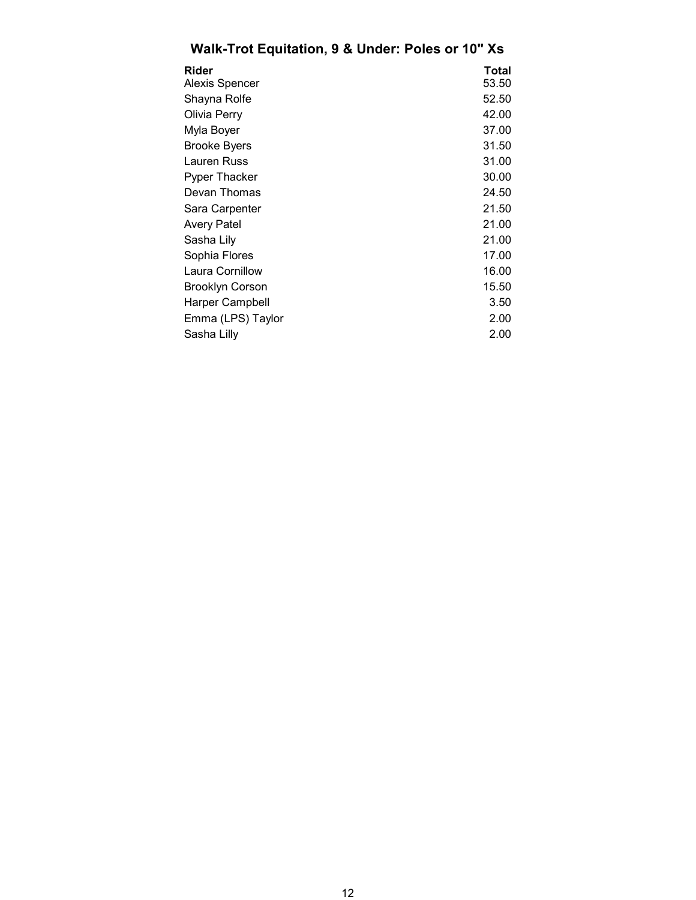## Walk-Trot Equitation, 9 & Under: Poles or 10" Xs

| Rider | Total |
|---|---|
| Alexis Spencer | 53.50 |
| Shayna Rolfe | 52.50 |
| Olivia Perry | 42.00 |
| Myla Boyer | 37.00 |
| Brooke Byers | 31.50 |
| Lauren Russ | 31.00 |
| Pyper Thacker | 30.00 |
| Devan Thomas | 24.50 |
| Sara Carpenter | 21.50 |
| Avery Patel | 21.00 |
| Sasha Lily | 21.00 |
| Sophia Flores | 17.00 |
| Laura Cornillow | 16.00 |
| Brooklyn Corson | 15.50 |
| Harper Campbell | 3.50 |
| Emma (LPS) Taylor | 2.00 |
| Sasha Lilly | 2.00 |